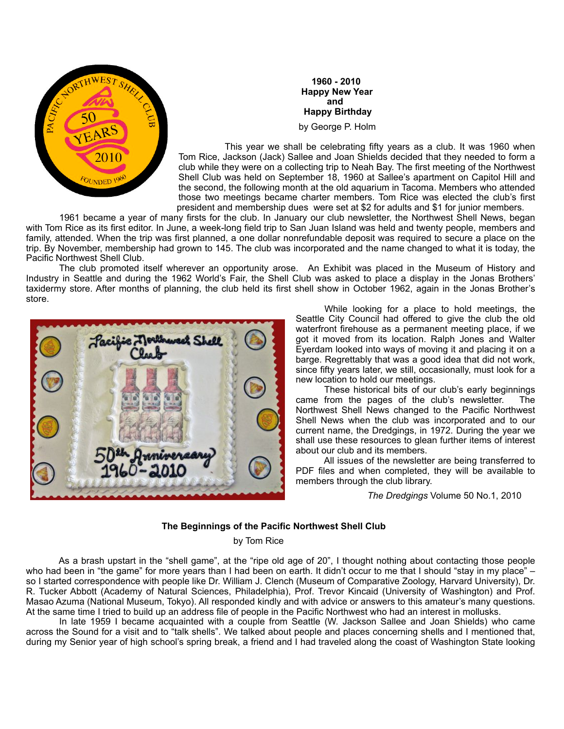**1960 - 2010**
**Happy New Year**
**and**
**Happy Birthday**

by George P. Holm

This year we shall be celebrating fifty years as a club. It was 1960 when Tom Rice, Jackson (Jack) Sallee and Joan Shields decided that they needed to form a club while they were on a collecting trip to Neah Bay. The first meeting of the Northwest Shell Club was held on September 18, 1960 at Sallee's apartment on Capitol Hill and the second, the following month at the old aquarium in Tacoma. Members who attended those two meetings became charter members. Tom Rice was elected the club's first president and membership dues were set at $2 for adults and $1 for junior members.

1961 became a year of many firsts for the club. In January our club newsletter, the Northwest Shell News, began with Tom Rice as its first editor. In June, a week-long field trip to San Juan Island was held and twenty people, members and family, attended. When the trip was first planned, a one dollar nonrefundable deposit was required to secure a place on the trip. By November, membership had grown to 145. The club was incorporated and the name changed to what it is today, the Pacific Northwest Shell Club.

The club promoted itself wherever an opportunity arose. An Exhibit was placed in the Museum of History and Industry in Seattle and during the 1962 World's Fair, the Shell Club was asked to place a display in the Jonas Brothers' taxidermy store. After months of planning, the club held its first shell show in October 1962, again in the Jonas Brother's store.

While looking for a place to hold meetings, the Seattle City Council had offered to give the club the old waterfront firehouse as a permanent meeting place, if we got it moved from its location. Ralph Jones and Walter Eyerdam looked into ways of moving it and placing it on a barge. Regrettably that was a good idea that did not work, since fifty years later, we still, occasionally, must look for a new location to hold our meetings.

These historical bits of our club's early beginnings came from the pages of the club's newsletter. The Northwest Shell News changed to the Pacific Northwest Shell News when the club was incorporated and to our current name, the Dredgings, in 1972. During the year we shall use these resources to glean further items of interest about our club and its members.

All issues of the newsletter are being transferred to PDF files and when completed, they will be available to members through the club library.

*The Dredgings* Volume 50 No.1, 2010

## The Beginnings of the Pacific Northwest Shell Club

by Tom Rice

As a brash upstart in the "shell game", at the "ripe old age of 20", I thought nothing about contacting those people who had been in "the game" for more years than I had been on earth. It didn't occur to me that I should "stay in my place" – so I started correspondence with people like Dr. William J. Clench (Museum of Comparative Zoology, Harvard University), Dr. R. Tucker Abbott (Academy of Natural Sciences, Philadelphia), Prof. Trevor Kincaid (University of Washington) and Prof. Masao Azuma (National Museum, Tokyo). All responded kindly and with advice or answers to this amateur's many questions. At the same time I tried to build up an address file of people in the Pacific Northwest who had an interest in mollusks.

In late 1959 I became acquainted with a couple from Seattle (W. Jackson Sallee and Joan Shields) who came across the Sound for a visit and to "talk shells". We talked about people and places concerning shells and I mentioned that, during my Senior year of high school's spring break, a friend and I had traveled along the coast of Washington State looking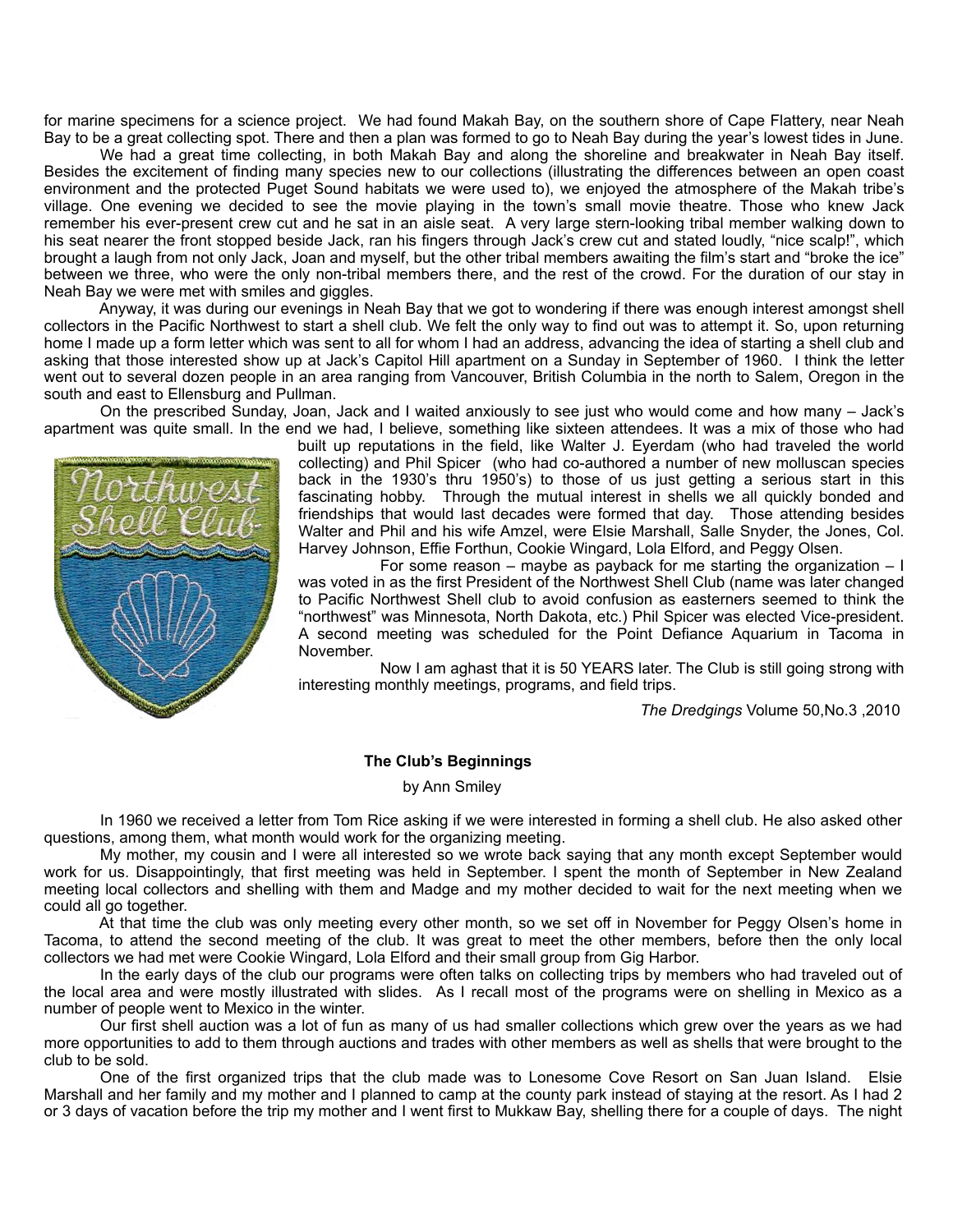for marine specimens for a science project. We had found Makah Bay, on the southern shore of Cape Flattery, near Neah Bay to be a great collecting spot. There and then a plan was formed to go to Neah Bay during the year's lowest tides in June.

We had a great time collecting, in both Makah Bay and along the shoreline and breakwater in Neah Bay itself. Besides the excitement of finding many species new to our collections (illustrating the differences between an open coast environment and the protected Puget Sound habitats we were used to), we enjoyed the atmosphere of the Makah tribe's village. One evening we decided to see the movie playing in the town's small movie theatre. Those who knew Jack remember his ever-present crew cut and he sat in an aisle seat. A very large stern-looking tribal member walking down to his seat nearer the front stopped beside Jack, ran his fingers through Jack's crew cut and stated loudly, "nice scalp!", which brought a laugh from not only Jack, Joan and myself, but the other tribal members awaiting the film's start and "broke the ice" between we three, who were the only non-tribal members there, and the rest of the crowd. For the duration of our stay in Neah Bay we were met with smiles and giggles.

Anyway, it was during our evenings in Neah Bay that we got to wondering if there was enough interest amongst shell collectors in the Pacific Northwest to start a shell club. We felt the only way to find out was to attempt it. So, upon returning home I made up a form letter which was sent to all for whom I had an address, advancing the idea of starting a shell club and asking that those interested show up at Jack's Capitol Hill apartment on a Sunday in September of 1960. I think the letter went out to several dozen people in an area ranging from Vancouver, British Columbia in the north to Salem, Oregon in the south and east to Ellensburg and Pullman.

On the prescribed Sunday, Joan, Jack and I waited anxiously to see just who would come and how many – Jack's apartment was quite small. In the end we had, I believe, something like sixteen attendees. It was a mix of those who had built up reputations in the field, like Walter J. Eyerdam (who had traveled the world collecting) and Phil Spicer (who had co-authored a number of new molluscan species back in the 1930's thru 1950's) to those of us just getting a serious start in this fascinating hobby. Through the mutual interest in shells we all quickly bonded and friendships that would last decades were formed that day. Those attending besides Walter and Phil and his wife Amzel, were Elsie Marshall, Salle Snyder, the Jones, Col. Harvey Johnson, Effie Forthun, Cookie Wingard, Lola Elford, and Peggy Olsen.

For some reason – maybe as payback for me starting the organization – I was voted in as the first President of the Northwest Shell Club (name was later changed to Pacific Northwest Shell club to avoid confusion as easterners seemed to think the "northwest" was Minnesota, North Dakota, etc.) Phil Spicer was elected Vice-president. A second meeting was scheduled for the Point Defiance Aquarium in Tacoma in November.

Now I am aghast that it is 50 YEARS later. The Club is still going strong with interesting monthly meetings, programs, and field trips.

*The Dredgings* Volume 50,No.3 ,2010

**The Club's Beginnings**

by Ann Smiley

In 1960 we received a letter from Tom Rice asking if we were interested in forming a shell club. He also asked other questions, among them, what month would work for the organizing meeting.

My mother, my cousin and I were all interested so we wrote back saying that any month except September would work for us. Disappointingly, that first meeting was held in September. I spent the month of September in New Zealand meeting local collectors and shelling with them and Madge and my mother decided to wait for the next meeting when we could all go together.

At that time the club was only meeting every other month, so we set off in November for Peggy Olsen's home in Tacoma, to attend the second meeting of the club. It was great to meet the other members, before then the only local collectors we had met were Cookie Wingard, Lola Elford and their small group from Gig Harbor.

In the early days of the club our programs were often talks on collecting trips by members who had traveled out of the local area and were mostly illustrated with slides. As I recall most of the programs were on shelling in Mexico as a number of people went to Mexico in the winter.

Our first shell auction was a lot of fun as many of us had smaller collections which grew over the years as we had more opportunities to add to them through auctions and trades with other members as well as shells that were brought to the club to be sold.

One of the first organized trips that the club made was to Lonesome Cove Resort on San Juan Island. Elsie Marshall and her family and my mother and I planned to camp at the county park instead of staying at the resort. As I had 2 or 3 days of vacation before the trip my mother and I went first to Mukkaw Bay, shelling there for a couple of days. The night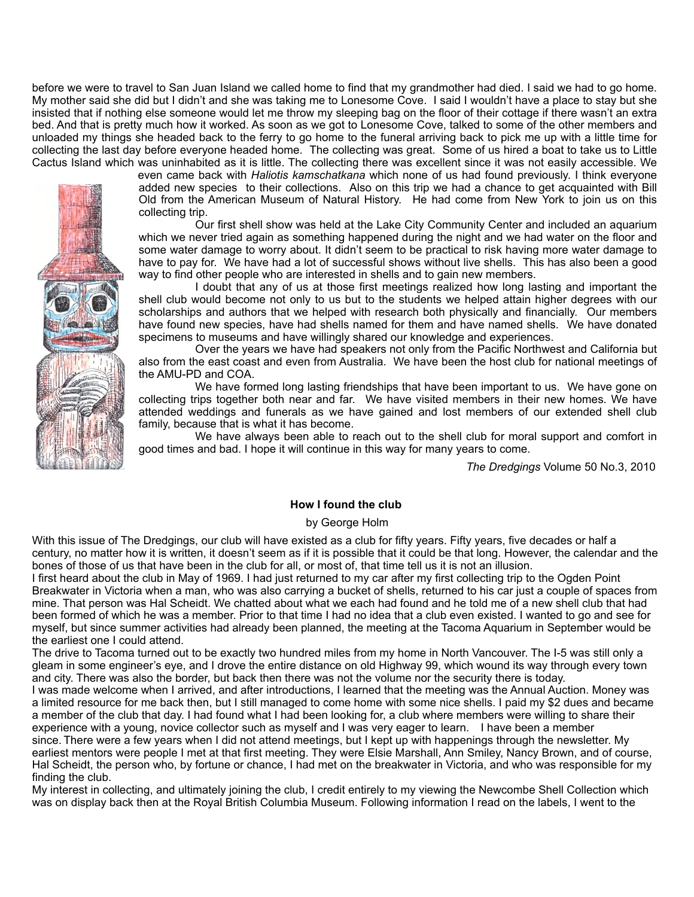before we were to travel to San Juan Island we called home to find that my grandmother had died. I said we had to go home. My mother said she did but I didn't and she was taking me to Lonesome Cove. I said I wouldn't have a place to stay but she insisted that if nothing else someone would let me throw my sleeping bag on the floor of their cottage if there wasn't an extra bed. And that is pretty much how it worked. As soon as we got to Lonesome Cove, talked to some of the other members and unloaded my things she headed back to the ferry to go home to the funeral arriving back to pick me up with a little time for collecting the last day before everyone headed home. The collecting was great. Some of us hired a boat to take us to Little Cactus Island which was uninhabited as it is little. The collecting there was excellent since it was not easily accessible. We even came back with *Haliotis kamschatkana* which none of us had found previously. I think everyone added new species to their collections. Also on this trip we had a chance to get acquainted with Bill Old from the American Museum of Natural History. He had come from New York to join us on this collecting trip.

Our first shell show was held at the Lake City Community Center and included an aquarium which we never tried again as something happened during the night and we had water on the floor and some water damage to worry about. It didn't seem to be practical to risk having more water damage to have to pay for. We have had a lot of successful shows without live shells. This has also been a good way to find other people who are interested in shells and to gain new members.

I doubt that any of us at those first meetings realized how long lasting and important the shell club would become not only to us but to the students we helped attain higher degrees with our scholarships and authors that we helped with research both physically and financially. Our members have found new species, have had shells named for them and have named shells. We have donated specimens to museums and have willingly shared our knowledge and experiences.

Over the years we have had speakers not only from the Pacific Northwest and California but also from the east coast and even from Australia. We have been the host club for national meetings of the AMU-PD and COA.

We have formed long lasting friendships that have been important to us. We have gone on collecting trips together both near and far. We have visited members in their new homes. We have attended weddings and funerals as we have gained and lost members of our extended shell club family, because that is what it has become.

We have always been able to reach out to the shell club for moral support and comfort in good times and bad. I hope it will continue in this way for many years to come.

*The Dredgings* Volume 50 No.3, 2010

**How I found the club**

by George Holm

With this issue of The Dredgings, our club will have existed as a club for fifty years. Fifty years, five decades or half a century, no matter how it is written, it doesn't seem as if it is possible that it could be that long. However, the calendar and the bones of those of us that have been in the club for all, or most of, that time tell us it is not an illusion.

I first heard about the club in May of 1969. I had just returned to my car after my first collecting trip to the Ogden Point Breakwater in Victoria when a man, who was also carrying a bucket of shells, returned to his car just a couple of spaces from mine. That person was Hal Scheidt. We chatted about what we each had found and he told me of a new shell club that had been formed of which he was a member. Prior to that time I had no idea that a club even existed. I wanted to go and see for myself, but since summer activities had already been planned, the meeting at the Tacoma Aquarium in September would be the earliest one I could attend.

The drive to Tacoma turned out to be exactly two hundred miles from my home in North Vancouver. The I-5 was still only a gleam in some engineer's eye, and I drove the entire distance on old Highway 99, which wound its way through every town and city. There was also the border, but back then there was not the volume nor the security there is today.

I was made welcome when I arrived, and after introductions, I learned that the meeting was the Annual Auction. Money was a limited resource for me back then, but I still managed to come home with some nice shells. I paid my $2 dues and became a member of the club that day. I had found what I had been looking for, a club where members were willing to share their experience with a young, novice collector such as myself and I was very eager to learn. I have been a member since. There were a few years when I did not attend meetings, but I kept up with happenings through the newsletter. My earliest mentors were people I met at that first meeting. They were Elsie Marshall, Ann Smiley, Nancy Brown, and of course, Hal Scheidt, the person who, by fortune or chance, I had met on the breakwater in Victoria, and who was responsible for my finding the club.

My interest in collecting, and ultimately joining the club, I credit entirely to my viewing the Newcombe Shell Collection which was on display back then at the Royal British Columbia Museum. Following information I read on the labels, I went to the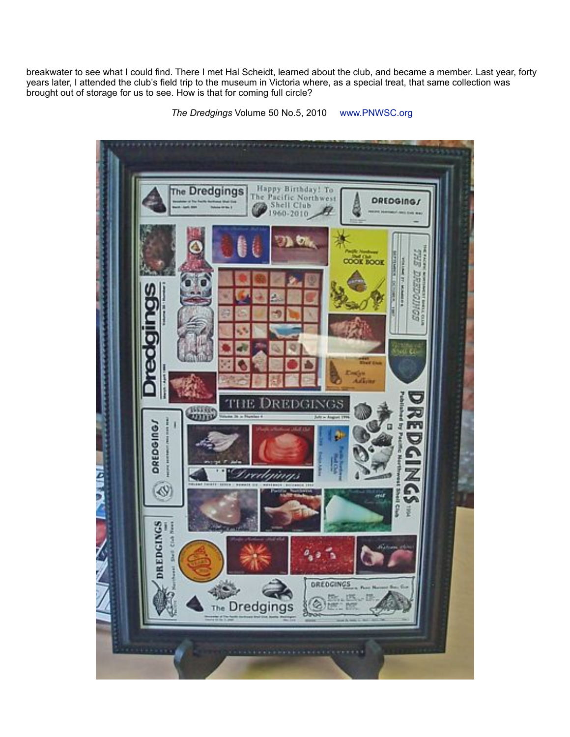breakwater to see what I could find. There I met Hal Scheidt, learned about the club, and became a member. Last year, forty years later, I attended the club's field trip to the museum in Victoria where, as a special treat, that same collection was brought out of storage for us to see. How is that for coming full circle?

*The Dredgings* Volume 50 No.5, 2010 www.PNWSC.org